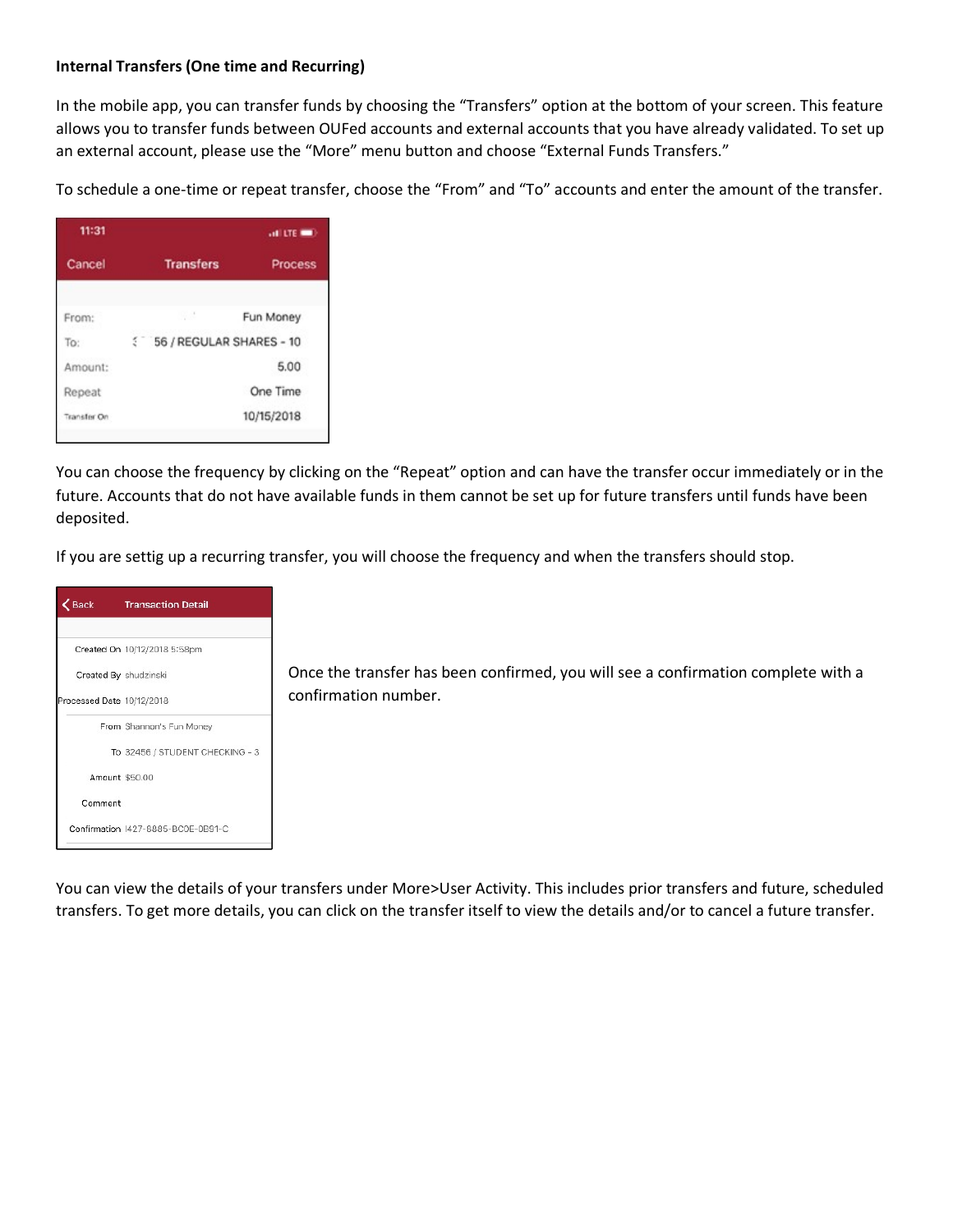**Internal Transfers (One time and Recurring)**

In the mobile app, you can transfer funds by choosing the "Transfers" option at the bottom of your screen. This feature allows you to transfer funds between OUFed accounts and external accounts that you have already validated. To set up an external account, please use the "More" menu button and choose "External Funds Transfers."

To schedule a one-time or repeat transfer, choose the "From" and "To" accounts and enter the amount of the transfer.

You can choose the frequency by clicking on the "Repeat" option and can have the transfer occur immediately or in the future. Accounts that do not have available funds in them cannot be set up for future transfers until funds have been deposited.

If you are settig up a recurring transfer, you will choose the frequency and when the transfers should stop.

Once the transfer has been confirmed, you will see a confirmation complete with a confirmation number.

You can view the details of your transfers under More>User Activity. This includes prior transfers and future, scheduled transfers. To get more details, you can click on the transfer itself to view the details and/or to cancel a future transfer.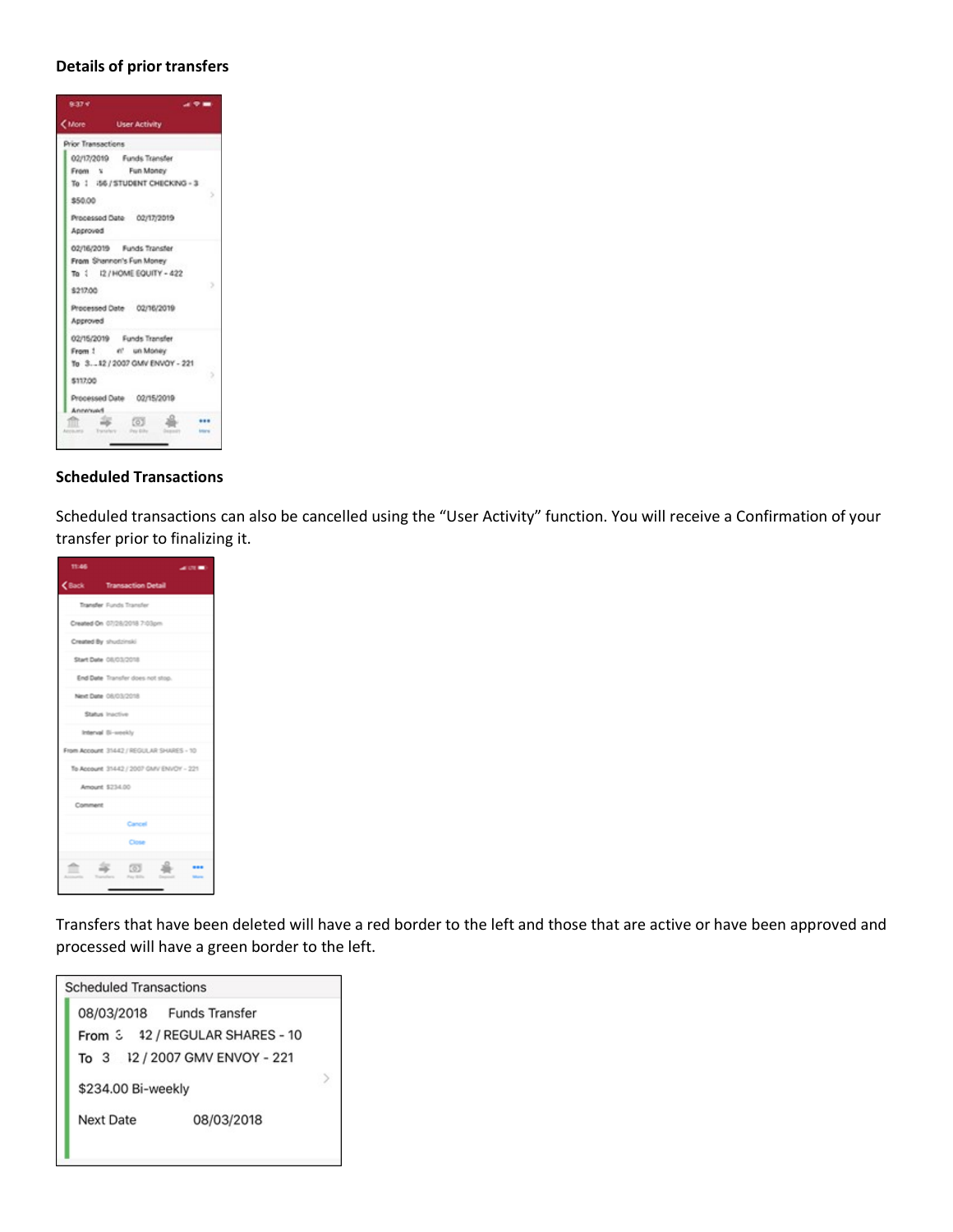**Details of prior transfers**

**Scheduled Transactions**

Scheduled transactions can also be cancelled using the "User Activity" function. You will receive a Confirmation of your transfer prior to finalizing it.

Transfers that have been deleted will have a red border to the left and those that are active or have been approved and processed will have a green border to the left.